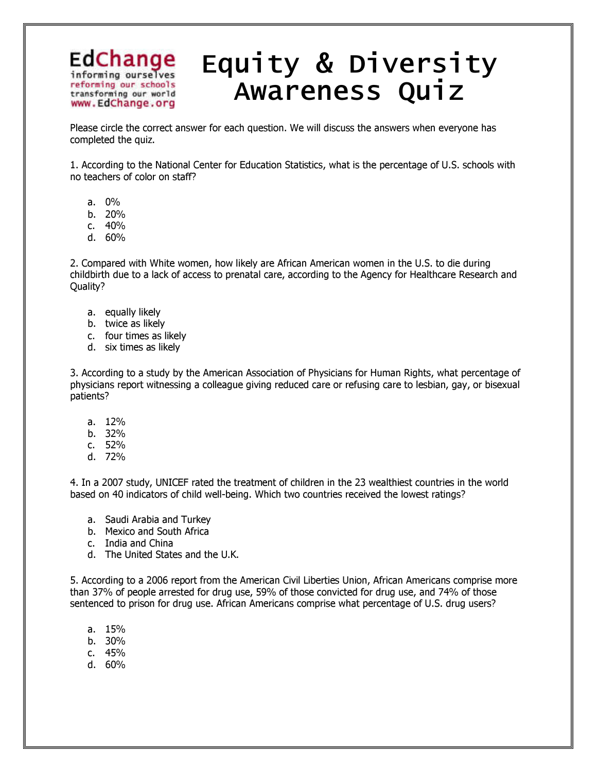EdChange
informing ourselves
reforming our schools
transforming our world
www.EdChange.org

# Equity & Diversity Awareness Quiz

Please circle the correct answer for each question. We will discuss the answers when everyone has completed the quiz.

1. According to the National Center for Education Statistics, what is the percentage of U.S. schools with no teachers of color on staff?

   a. 0%
   b. 20%
   c. 40%
   d. 60%

2. Compared with White women, how likely are African American women in the U.S. to die during childbirth due to a lack of access to prenatal care, according to the Agency for Healthcare Research and Quality?

   a. equally likely
   b. twice as likely
   c. four times as likely
   d. six times as likely

3. According to a study by the American Association of Physicians for Human Rights, what percentage of physicians report witnessing a colleague giving reduced care or refusing care to lesbian, gay, or bisexual patients?

   a. 12%
   b. 32%
   c. 52%
   d. 72%

4. In a 2007 study, UNICEF rated the treatment of children in the 23 wealthiest countries in the world based on 40 indicators of child well-being. Which two countries received the lowest ratings?

   a. Saudi Arabia and Turkey
   b. Mexico and South Africa
   c. India and China
   d. The United States and the U.K.

5. According to a 2006 report from the American Civil Liberties Union, African Americans comprise more than 37% of people arrested for drug use, 59% of those convicted for drug use, and 74% of those sentenced to prison for drug use. African Americans comprise what percentage of U.S. drug users?

   a. 15%
   b. 30%
   c. 45%
   d. 60%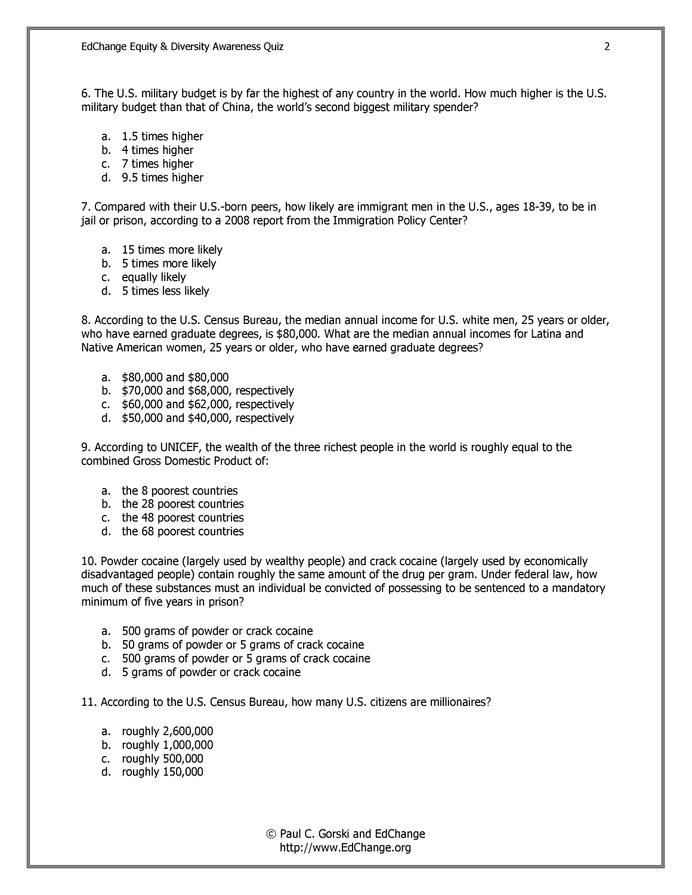6. The U.S. military budget is by far the highest of any country in the world. How much higher is the U.S. military budget than that of China, the world's second biggest military spender?

a. 1.5 times higher
b. 4 times higher
c. 7 times higher
d. 9.5 times higher

7. Compared with their U.S.-born peers, how likely are immigrant men in the U.S., ages 18-39, to be in jail or prison, according to a 2008 report from the Immigration Policy Center?

a. 15 times more likely
b. 5 times more likely
c. equally likely
d. 5 times less likely

8. According to the U.S. Census Bureau, the median annual income for U.S. white men, 25 years or older, who have earned graduate degrees, is $80,000. What are the median annual incomes for Latina and Native American women, 25 years or older, who have earned graduate degrees?

a. $80,000 and $80,000
b. $70,000 and $68,000, respectively
c. $60,000 and $62,000, respectively
d. $50,000 and $40,000, respectively

9. According to UNICEF, the wealth of the three richest people in the world is roughly equal to the combined Gross Domestic Product of:

a. the 8 poorest countries
b. the 28 poorest countries
c. the 48 poorest countries
d. the 68 poorest countries

10. Powder cocaine (largely used by wealthy people) and crack cocaine (largely used by economically disadvantaged people) contain roughly the same amount of the drug per gram. Under federal law, how much of these substances must an individual be convicted of possessing to be sentenced to a mandatory minimum of five years in prison?

a. 500 grams of powder or crack cocaine
b. 50 grams of powder or 5 grams of crack cocaine
c. 500 grams of powder or 5 grams of crack cocaine
d. 5 grams of powder or crack cocaine

11. According to the U.S. Census Bureau, how many U.S. citizens are millionaires?

a. roughly 2,600,000
b. roughly 1,000,000
c. roughly 500,000
d. roughly 150,000

© Paul C. Gorski and EdChange
http://www.EdChange.org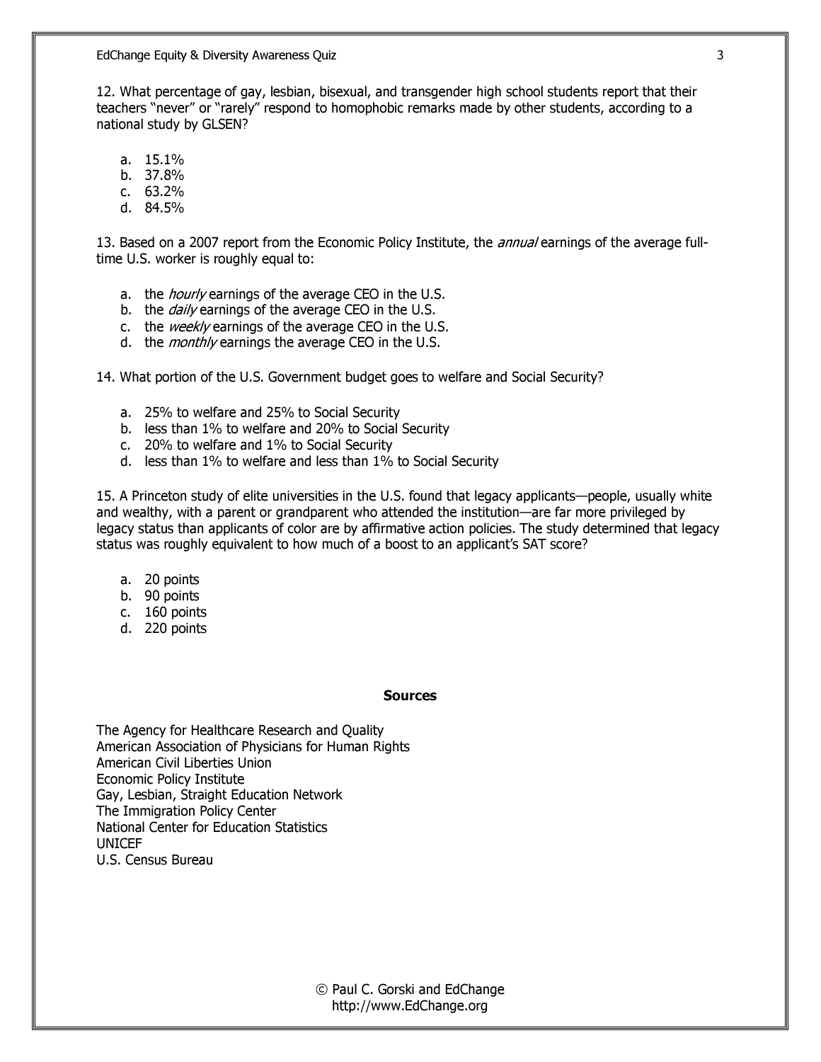12. What percentage of gay, lesbian, bisexual, and transgender high school students report that their teachers "never" or "rarely" respond to homophobic remarks made by other students, according to a national study by GLSEN?

a. 15.1%
b. 37.8%
c. 63.2%
d. 84.5%

13. Based on a 2007 report from the Economic Policy Institute, the *annual* earnings of the average full-time U.S. worker is roughly equal to:

a. the *hourly* earnings of the average CEO in the U.S.
b. the *daily* earnings of the average CEO in the U.S.
c. the *weekly* earnings of the average CEO in the U.S.
d. the *monthly* earnings the average CEO in the U.S.

14. What portion of the U.S. Government budget goes to welfare and Social Security?

a. 25% to welfare and 25% to Social Security
b. less than 1% to welfare and 20% to Social Security
c. 20% to welfare and 1% to Social Security
d. less than 1% to welfare and less than 1% to Social Security

15. A Princeton study of elite universities in the U.S. found that legacy applicants—people, usually white and wealthy, with a parent or grandparent who attended the institution—are far more privileged by legacy status than applicants of color are by affirmative action policies. The study determined that legacy status was roughly equivalent to how much of a boost to an applicant's SAT score?

a. 20 points
b. 90 points
c. 160 points
d. 220 points

**Sources**

The Agency for Healthcare Research and Quality
American Association of Physicians for Human Rights
American Civil Liberties Union
Economic Policy Institute
Gay, Lesbian, Straight Education Network
The Immigration Policy Center
National Center for Education Statistics
UNICEF
U.S. Census Bureau

© Paul C. Gorski and EdChange
http://www.EdChange.org